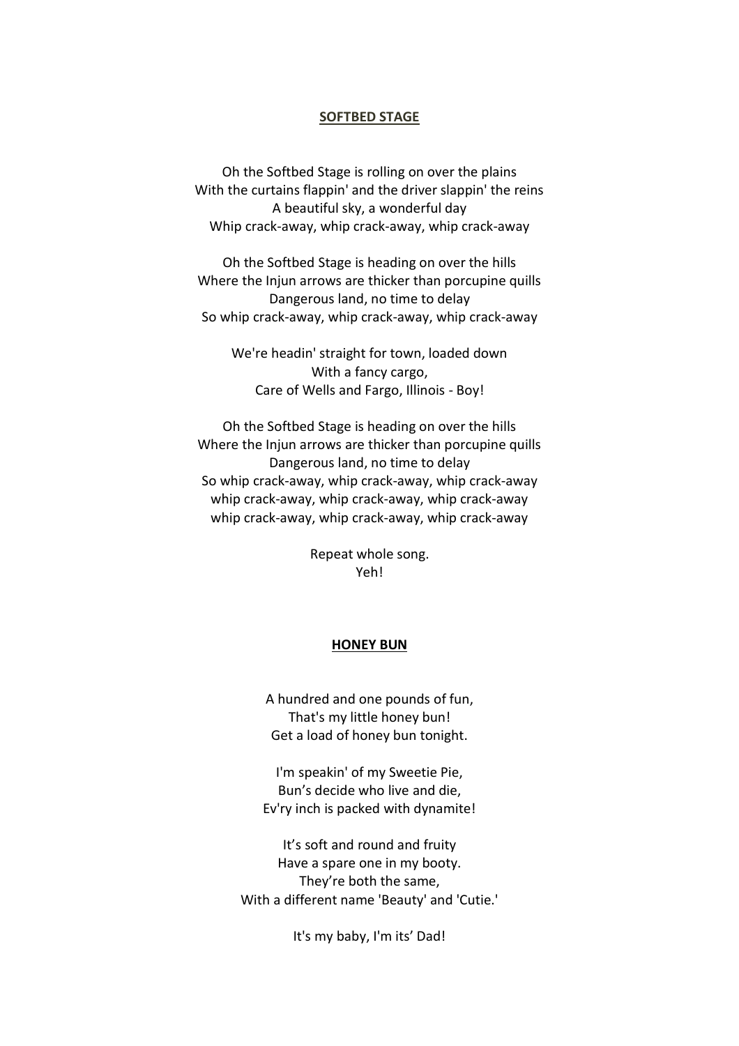## SOFTBED STAGE

Oh the Softbed Stage is rolling on over the plains
With the curtains flappin' and the driver slappin' the reins
A beautiful sky, a wonderful day
Whip crack-away, whip crack-away, whip crack-away

Oh the Softbed Stage is heading on over the hills
Where the Injun arrows are thicker than porcupine quills
Dangerous land, no time to delay
So whip crack-away, whip crack-away, whip crack-away

We're headin' straight for town, loaded down
With a fancy cargo,
Care of Wells and Fargo, Illinois - Boy!

Oh the Softbed Stage is heading on over the hills
Where the Injun arrows are thicker than porcupine quills
Dangerous land, no time to delay
So whip crack-away, whip crack-away, whip crack-away
whip crack-away, whip crack-away, whip crack-away
whip crack-away, whip crack-away, whip crack-away

Repeat whole song.
Yeh!

## HONEY BUN

A hundred and one pounds of fun,
That's my little honey bun!
Get a load of honey bun tonight.

I'm speakin' of my Sweetie Pie,
Bun's decide who live and die,
Ev'ry inch is packed with dynamite!

It's soft and round and fruity
Have a spare one in my booty.
They're both the same,
With a different name 'Beauty' and 'Cutie.'

It's my baby, I'm its' Dad!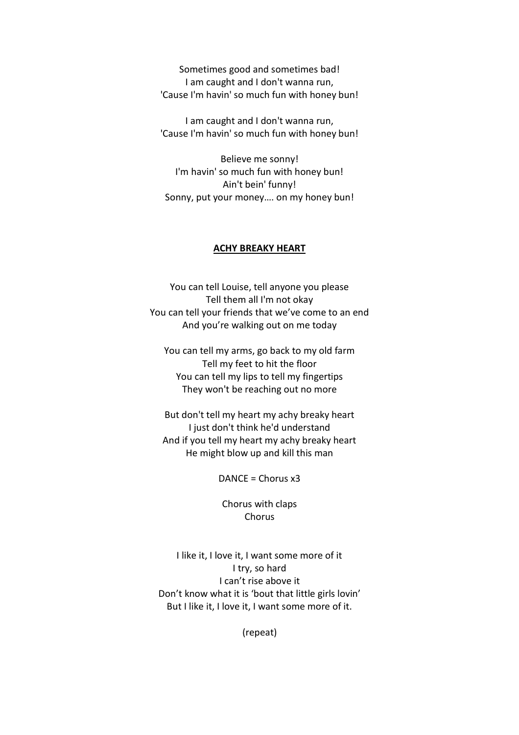Sometimes good and sometimes bad!
I am caught and I don't wanna run,
'Cause I'm havin' so much fun with honey bun!

I am caught and I don't wanna run,
'Cause I'm havin' so much fun with honey bun!

Believe me sonny!
I'm havin' so much fun with honey bun!
Ain't bein' funny!
Sonny, put your money…. on my honey bun!

## **ACHY BREAKY HEART**

You can tell Louise, tell anyone you please
Tell them all I'm not okay
You can tell your friends that we've come to an end
And you're walking out on me today

You can tell my arms, go back to my old farm
Tell my feet to hit the floor
You can tell my lips to tell my fingertips
They won't be reaching out no more

But don't tell my heart my achy breaky heart
I just don't think he'd understand
And if you tell my heart my achy breaky heart
He might blow up and kill this man

DANCE = Chorus x3

Chorus with claps
Chorus

I like it, I love it, I want some more of it
I try, so hard
I can't rise above it
Don't know what it is 'bout that little girls lovin'
But I like it, I love it, I want some more of it.

(repeat)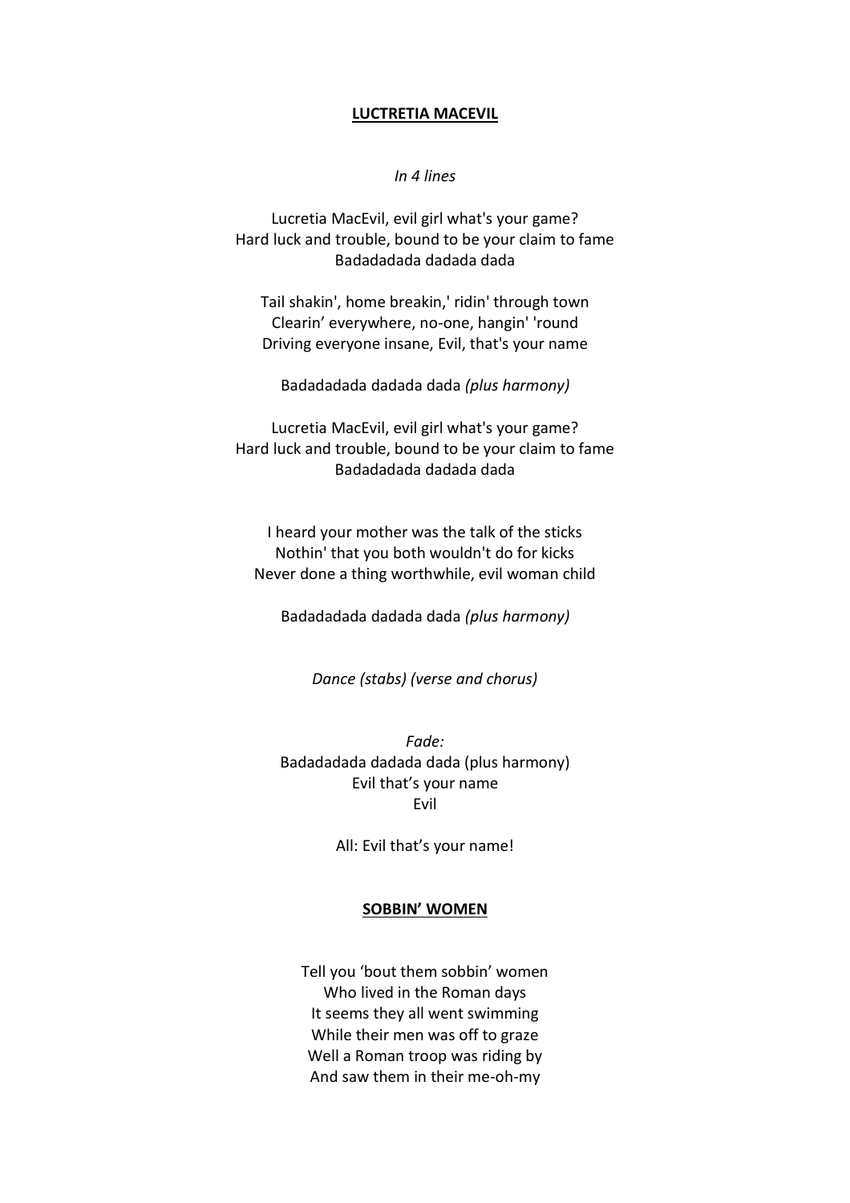## **LUCTRETIA MACEVIL**

*In 4 lines*

Lucretia MacEvil, evil girl what's your game?
Hard luck and trouble, bound to be your claim to fame
Badadadada dadada dada

Tail shakin', home breakin,' ridin' through town
Clearin' everywhere, no-one, hangin' 'round
Driving everyone insane, Evil, that's your name

Badadadada dadada dada *(plus harmony)*

Lucretia MacEvil, evil girl what's your game?
Hard luck and trouble, bound to be your claim to fame
Badadadada dadada dada

I heard your mother was the talk of the sticks
Nothin' that you both wouldn't do for kicks
Never done a thing worthwhile, evil woman child

Badadadada dadada dada *(plus harmony)*

*Dance (stabs) (verse and chorus)*

*Fade:*
Badadadada dadada dada (plus harmony)
Evil that's your name
Evil

All: Evil that's your name!

## **SOBBIN' WOMEN**

Tell you 'bout them sobbin' women
Who lived in the Roman days
It seems they all went swimming
While their men was off to graze
Well a Roman troop was riding by
And saw them in their me-oh-my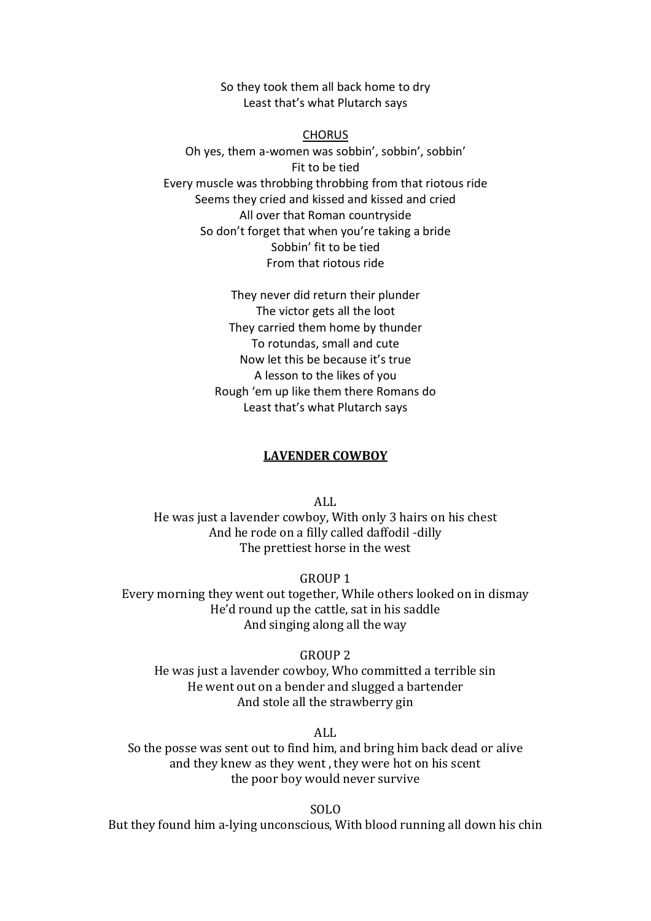So they took them all back home to dry
Least that's what Plutarch says

<u>CHORUS</u>

Oh yes, them a-women was sobbin', sobbin', sobbin'
Fit to be tied
Every muscle was throbbing throbbing from that riotous ride
Seems they cried and kissed and kissed and cried
All over that Roman countryside
So don't forget that when you're taking a bride
Sobbin' fit to be tied
From that riotous ride

They never did return their plunder
The victor gets all the loot
They carried them home by thunder
To rotundas, small and cute
Now let this be because it's true
A lesson to the likes of you
Rough 'em up like them there Romans do
Least that's what Plutarch says

## <u>LAVENDER COWBOY</u>

ALL

He was just a lavender cowboy, With only 3 hairs on his chest
And he rode on a filly called daffodil -dilly
The prettiest horse in the west

GROUP 1

Every morning they went out together, While others looked on in dismay
He'd round up the cattle, sat in his saddle
And singing along all the way

GROUP 2

He was just a lavender cowboy, Who committed a terrible sin
He went out on a bender and slugged a bartender
And stole all the strawberry gin

ALL

So the posse was sent out to find him, and bring him back dead or alive
and they knew as they went , they were hot on his scent
the poor boy would never survive

SOLO

But they found him a-lying unconscious, With blood running all down his chin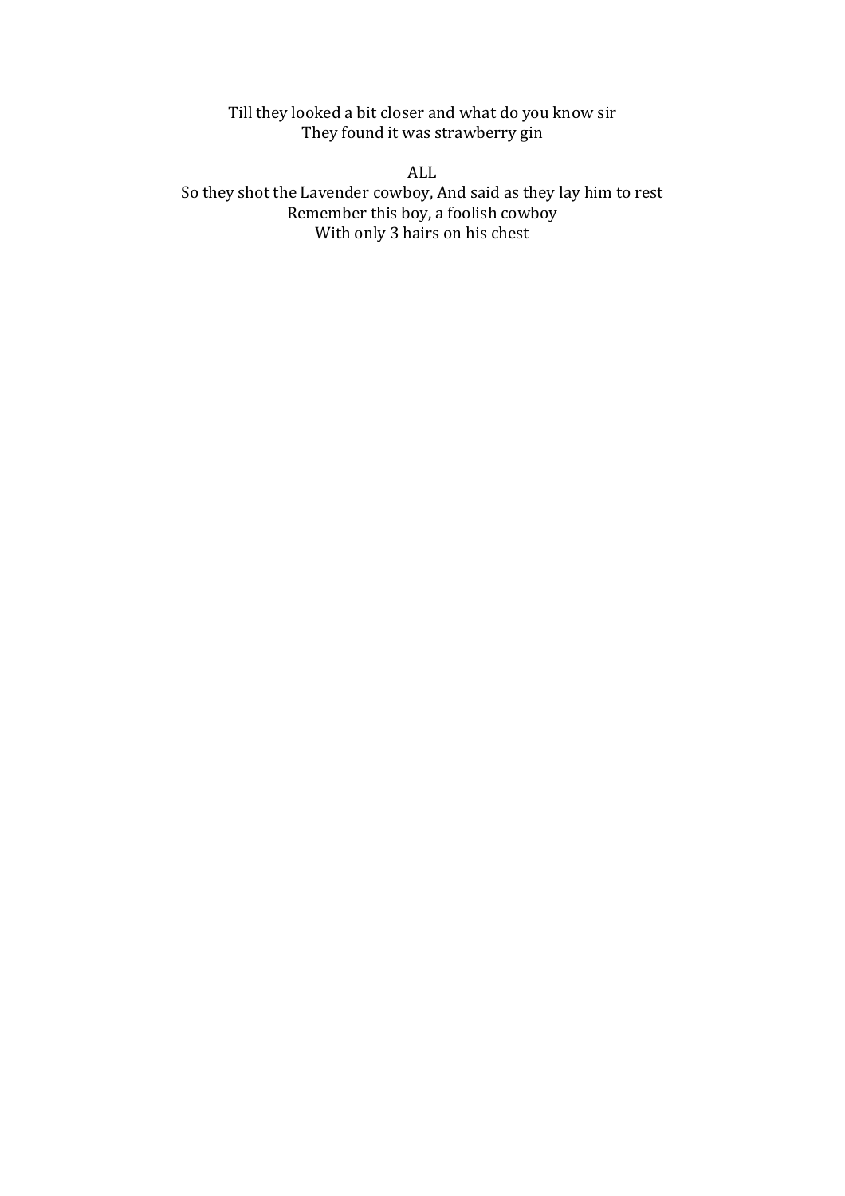Till they looked a bit closer and what do you know sir
They found it was strawberry gin

ALL
So they shot the Lavender cowboy, And said as they lay him to rest
Remember this boy, a foolish cowboy
With only 3 hairs on his chest